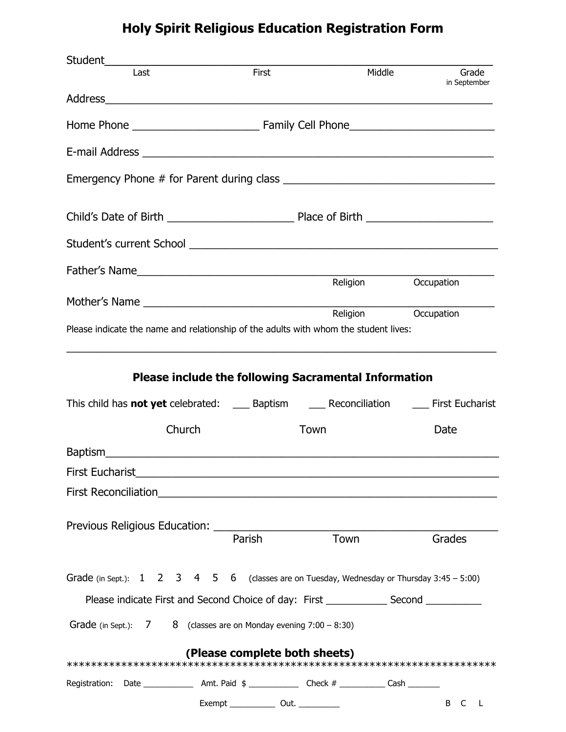# Holy Spirit Religious Education Registration Form

Student_______________________________________________________________

Last First Middle Grade in September

Address_______________________________________________________________

Home Phone _____________________ Family Cell Phone________________________

E-mail Address ___________________________________________________________

Emergency Phone # for Parent during class ___________________________________

Child's Date of Birth _____________________ Place of Birth _____________________

Student's current School ___________________________________________________

Father's Name____________________________________________________________

Religion Occupation

Mother's Name ___________________________________________________________

Religion Occupation

Please indicate the name and relationship of the adults with whom the student lives:

_______________________________________________________________________

## Please include the following Sacramental Information

This child has **not yet** celebrated: ___ Baptism ___ Reconciliation ___ First Eucharist

Church Town Date

Baptism_________________________________________________________________

First Eucharist____________________________________________________________

First Reconciliation________________________________________________________

Previous Religious Education: _______________________________________________

Parish Town Grades

Grade (in Sept.): 1 2 3 4 5 6 (classes are on Tuesday, Wednesday or Thursday 3:45 – 5:00)

Please indicate First and Second Choice of day: First ___________ Second __________

Grade (in Sept.): 7 8 (classes are on Monday evening 7:00 – 8:30)

**(Please complete both sheets)**

***********************************************************************

Registration: Date ___________ Amt. Paid $ ___________ Check # __________ Cash _______

Exempt __________ Out. _________ B C L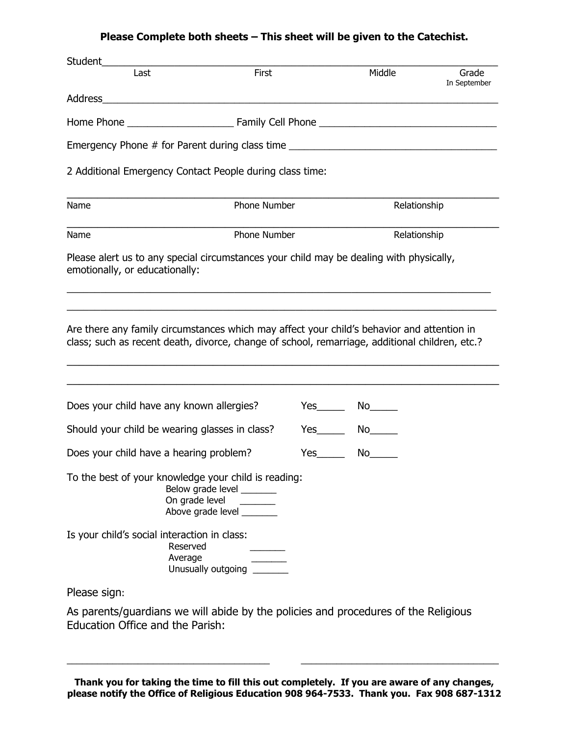**Please Complete both sheets – This sheet will be given to the Catechist.**

Student_______________________________________________________________________________

Last | First | Middle | Grade In September

Address_______________________________________________________________________________

Home Phone ___________________ Family Cell Phone ________________________________

Emergency Phone # for Parent during class time _____________________________________

2 Additional Emergency Contact People during class time:

_______________________________________________________________________________

Name | Phone Number | Relationship

_______________________________________________________________________________

Name | Phone Number | Relationship

Please alert us to any special circumstances your child may be dealing with physically, emotionally, or educationally:

_______________________________________________________________________________

_______________________________________________________________________________

Are there any family circumstances which may affect your child's behavior and attention in class; such as recent death, divorce, change of school, remarriage, additional children, etc.?

_______________________________________________________________________________

_______________________________________________________________________________

Does your child have any known allergies? Yes_____ No_____

Should your child be wearing glasses in class? Yes_____ No_____

Does your child have a hearing problem? Yes_____ No_____

To the best of your knowledge your child is reading:

- Below grade level _______
- On grade level _______
- Above grade level _______

Is your child's social interaction in class:

- Reserved _______
- Average _______
- Unusually outgoing _______

Please sign:

As parents/guardians we will abide by the policies and procedures of the Religious Education Office and the Parish:

___________________________________ ___________________________________

**Thank you for taking the time to fill this out completely. If you are aware of any changes, please notify the Office of Religious Education 908 964-7533. Thank you. Fax 908 687-1312**